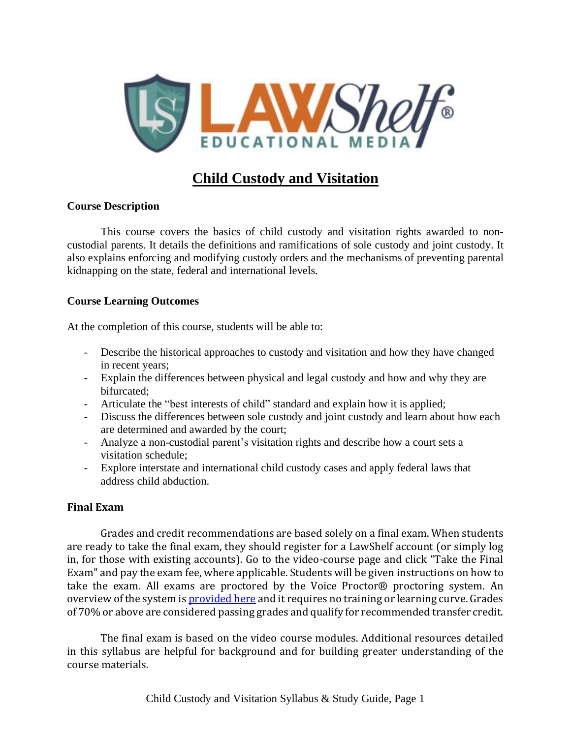# Child Custody and Visitation

## Course Description

This course covers the basics of child custody and visitation rights awarded to non-custodial parents. It details the definitions and ramifications of sole custody and joint custody. It also explains enforcing and modifying custody orders and the mechanisms of preventing parental kidnapping on the state, federal and international levels.

## Course Learning Outcomes

At the completion of this course, students will be able to:

- Describe the historical approaches to custody and visitation and how they have changed in recent years;
- Explain the differences between physical and legal custody and how and why they are bifurcated;
- Articulate the "best interests of child" standard and explain how it is applied;
- Discuss the differences between sole custody and joint custody and learn about how each are determined and awarded by the court;
- Analyze a non-custodial parent's visitation rights and describe how a court sets a visitation schedule;
- Explore interstate and international child custody cases and apply federal laws that address child abduction.

## Final Exam

Grades and credit recommendations are based solely on a final exam. When students are ready to take the final exam, they should register for a LawShelf account (or simply log in, for those with existing accounts). Go to the video-course page and click "Take the Final Exam" and pay the exam fee, where applicable. Students will be given instructions on how to take the exam. All exams are proctored by the Voice Proctor® proctoring system. An overview of the system is provided here and it requires no training or learning curve. Grades of 70% or above are considered passing grades and qualify for recommended transfer credit.

The final exam is based on the video course modules. Additional resources detailed in this syllabus are helpful for background and for building greater understanding of the course materials.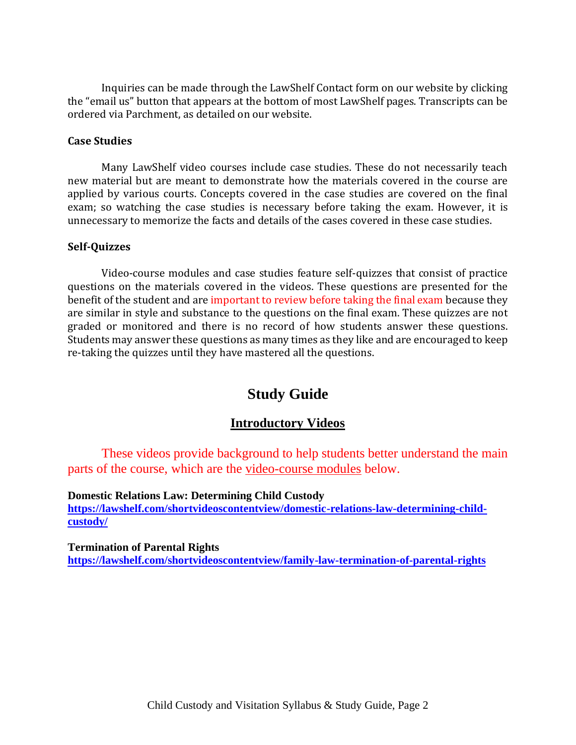Inquiries can be made through the LawShelf Contact form on our website by clicking the "email us" button that appears at the bottom of most LawShelf pages. Transcripts can be ordered via Parchment, as detailed on our website.

**Case Studies**

Many LawShelf video courses include case studies. These do not necessarily teach new material but are meant to demonstrate how the materials covered in the course are applied by various courts. Concepts covered in the case studies are covered on the final exam; so watching the case studies is necessary before taking the exam. However, it is unnecessary to memorize the facts and details of the cases covered in these case studies.

**Self-Quizzes**

Video-course modules and case studies feature self-quizzes that consist of practice questions on the materials covered in the videos. These questions are presented for the benefit of the student and are important to review before taking the final exam because they are similar in style and substance to the questions on the final exam. These quizzes are not graded or monitored and there is no record of how students answer these questions. Students may answer these questions as many times as they like and are encouraged to keep re-taking the quizzes until they have mastered all the questions.

# Study Guide

## Introductory Videos

These videos provide background to help students better understand the main parts of the course, which are the video-course modules below.

**Domestic Relations Law: Determining Child Custody**
**https://lawshelf.com/shortvideoscontentview/domestic-relations-law-determining-child-custody/**

**Termination of Parental Rights**
**https://lawshelf.com/shortvideoscontentview/family-law-termination-of-parental-rights**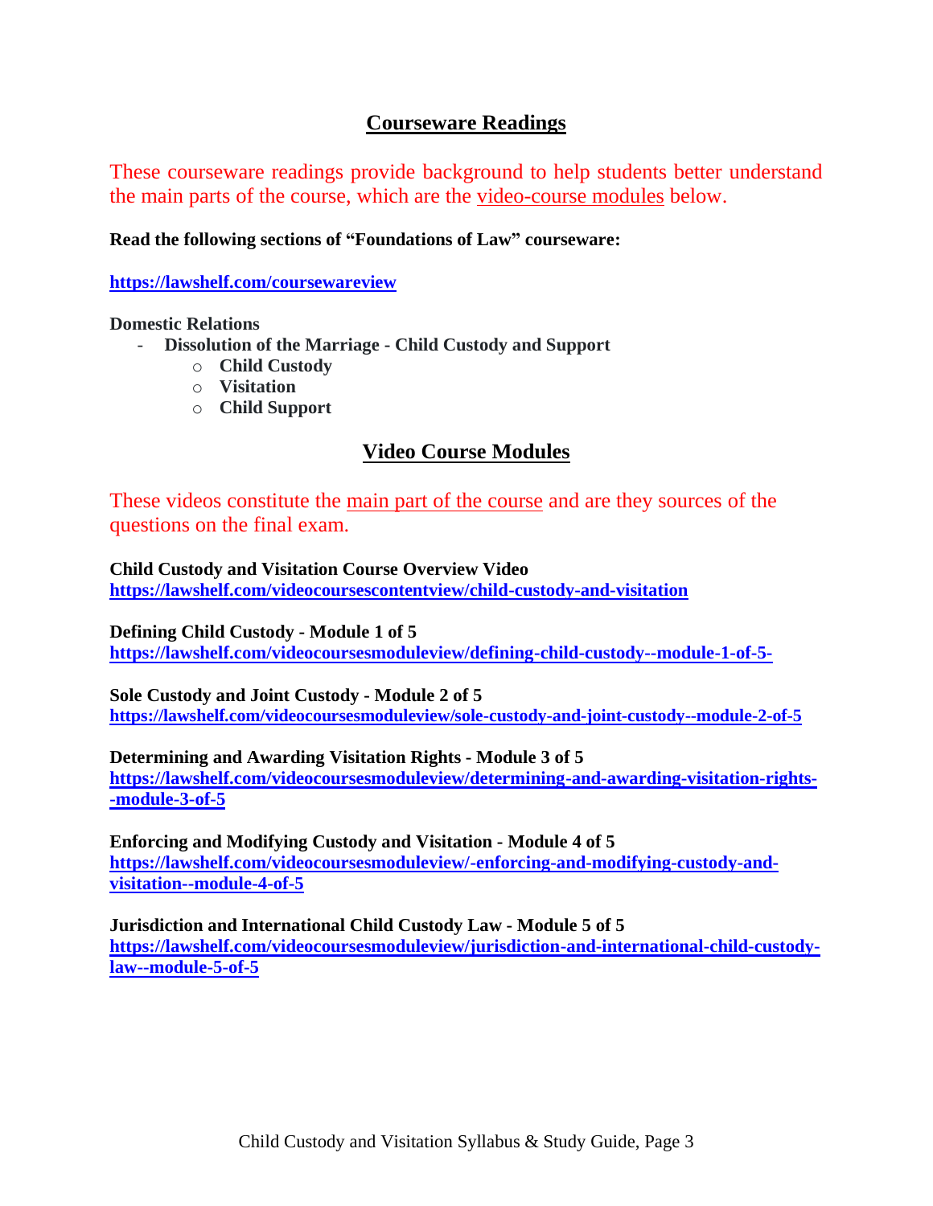## Courseware Readings

These courseware readings provide background to help students better understand the main parts of the course, which are the video-course modules below.

**Read the following sections of "Foundations of Law" courseware:**

**https://lawshelf.com/coursewareview**

**Domestic Relations**

- **Dissolution of the Marriage - Child Custody and Support**
  - **Child Custody**
  - **Visitation**
  - **Child Support**

## Video Course Modules

These videos constitute the main part of the course and are they sources of the questions on the final exam.

**Child Custody and Visitation Course Overview Video**
**https://lawshelf.com/videocoursescontentview/child-custody-and-visitation**

**Defining Child Custody - Module 1 of 5**
**https://lawshelf.com/videocoursesmoduleview/defining-child-custody--module-1-of-5-**

**Sole Custody and Joint Custody - Module 2 of 5**
**https://lawshelf.com/videocoursesmoduleview/sole-custody-and-joint-custody--module-2-of-5**

**Determining and Awarding Visitation Rights - Module 3 of 5**
**https://lawshelf.com/videocoursesmoduleview/determining-and-awarding-visitation-rights--module-3-of-5**

**Enforcing and Modifying Custody and Visitation - Module 4 of 5**
**https://lawshelf.com/videocoursesmoduleview/-enforcing-and-modifying-custody-and-visitation--module-4-of-5**

**Jurisdiction and International Child Custody Law - Module 5 of 5**
**https://lawshelf.com/videocoursesmoduleview/jurisdiction-and-international-child-custody-law--module-5-of-5**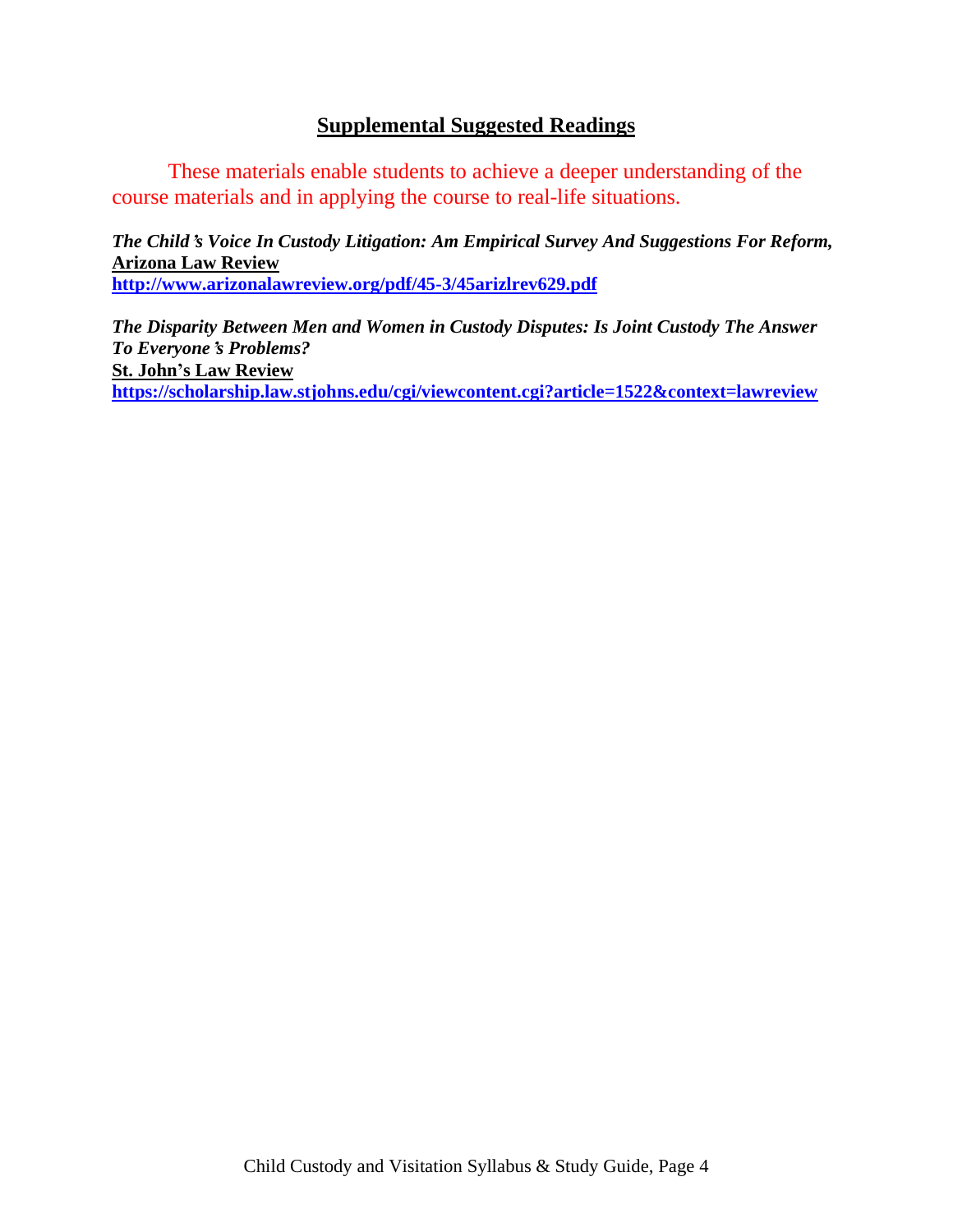## Supplemental Suggested Readings

These materials enable students to achieve a deeper understanding of the course materials and in applying the course to real-life situations.

***The Child's Voice In Custody Litigation: Am Empirical Survey And Suggestions For Reform,***
**Arizona Law Review**
**http://www.arizonalawreview.org/pdf/45-3/45arizlrev629.pdf**

***The Disparity Between Men and Women in Custody Disputes: Is Joint Custody The Answer To Everyone's Problems?***
**St. John's Law Review**
**https://scholarship.law.stjohns.edu/cgi/viewcontent.cgi?article=1522&context=lawreview**